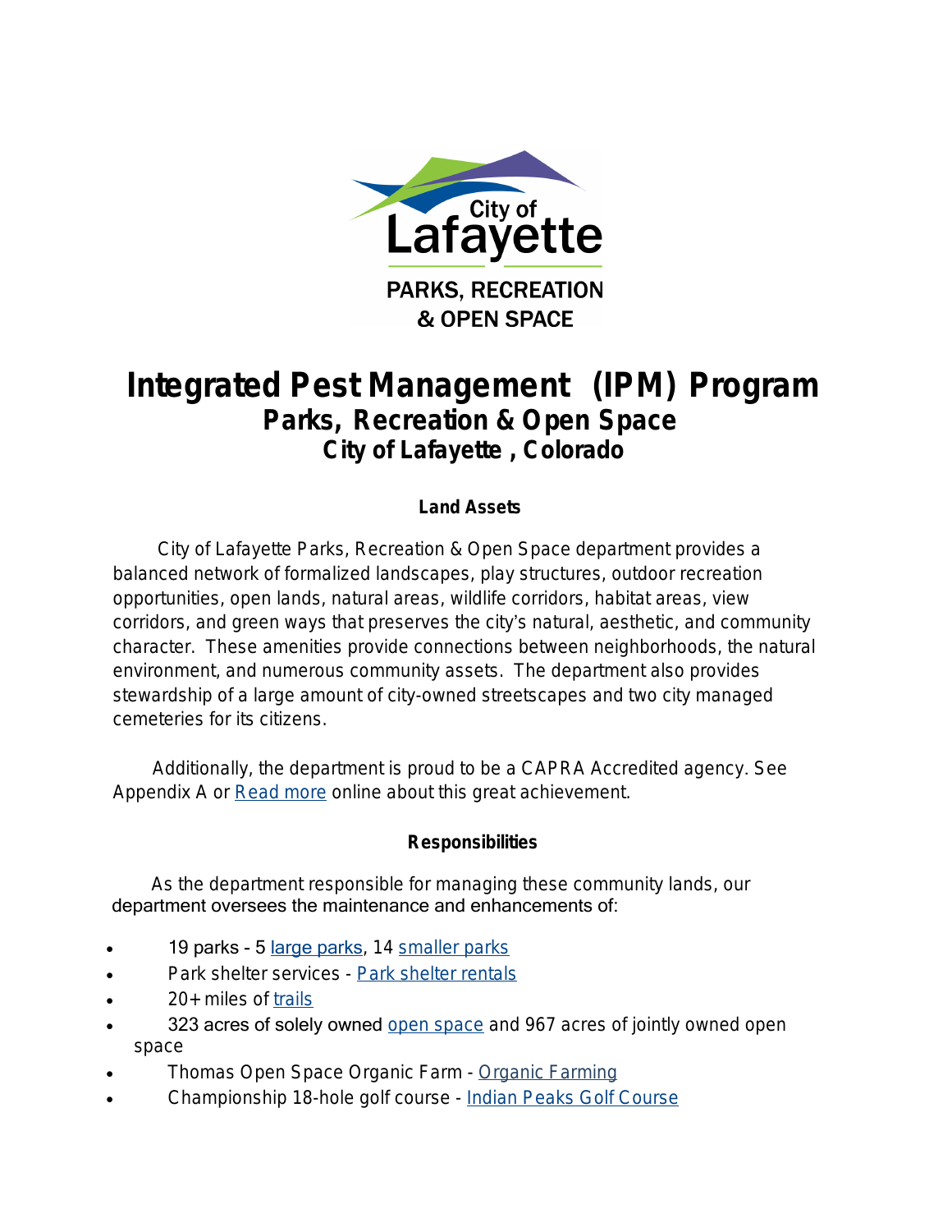# Integrated Pest Management (IPM) Program

## Parks, Recreation & Open Space

### City of Lafayette , Colorado

**Land Assets**

City of Lafayette Parks, Recreation & Open Space department provides a balanced network of formalized landscapes, play structures, outdoor recreation opportunities, open lands, natural areas, wildlife corridors, habitat areas, view corridors, and green ways that preserves the city's natural, aesthetic, and community character. These amenities provide connections between neighborhoods, the natural environment, and numerous community assets. The department also provides stewardship of a large amount of city-owned streetscapes and two city managed cemeteries for its citizens.

Additionally, the department is proud to be a CAPRA Accredited agency. See Appendix A or Read more online about this great achievement.

**Responsibilities**

As the department responsible for managing these community lands, our department oversees the maintenance and enhancements of:

- 19 parks - 5 large parks, 14 smaller parks
- Park shelter services - Park shelter rentals
- 20+ miles of trails
- 323 acres of solely owned open space and 967 acres of jointly owned open space
- Thomas Open Space Organic Farm - Organic Farming
- Championship 18-hole golf course - Indian Peaks Golf Course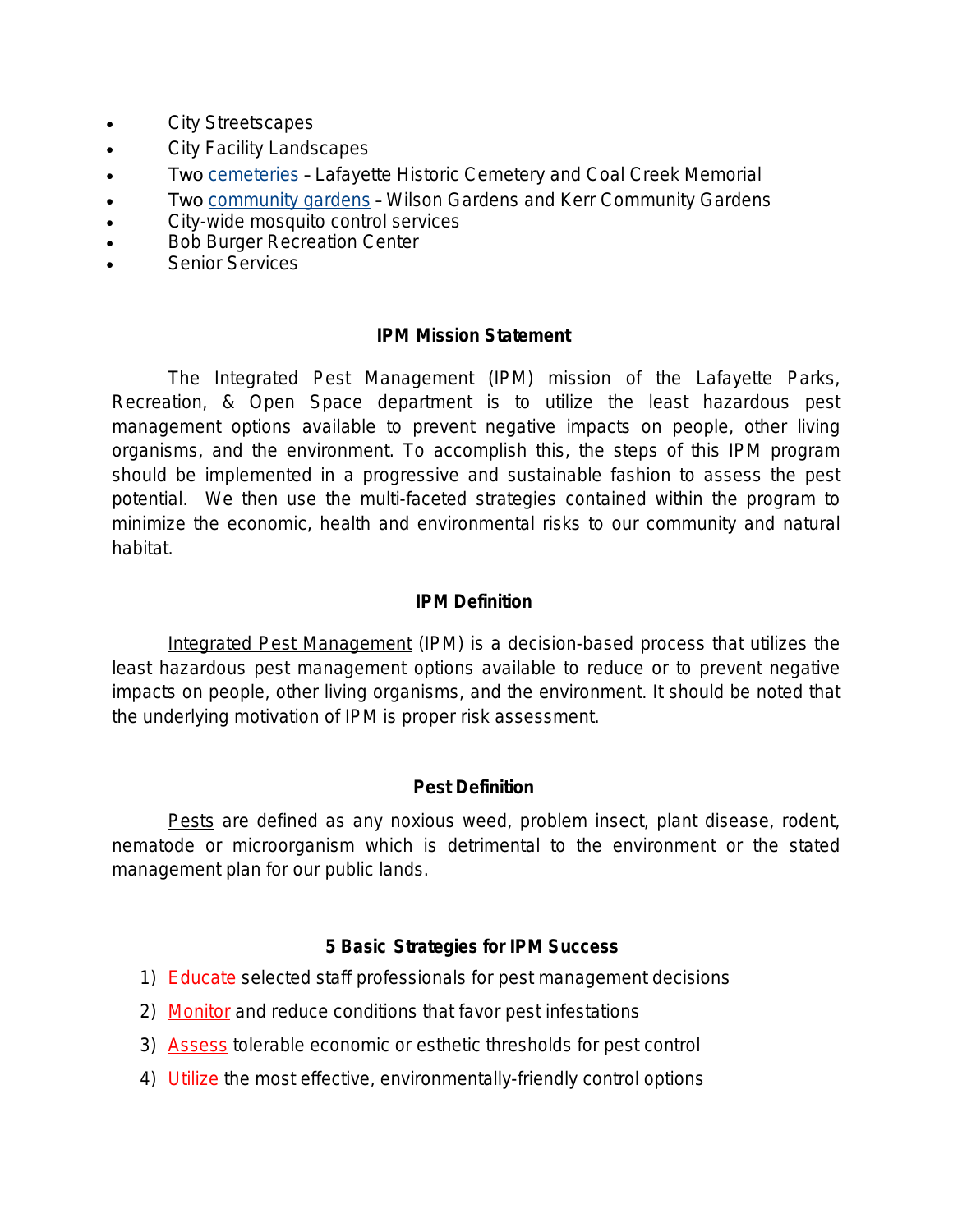- City Streetscapes
- City Facility Landscapes
- Two cemeteries – Lafayette Historic Cemetery and Coal Creek Memorial
- Two community gardens – Wilson Gardens and Kerr Community Gardens
- City-wide mosquito control services
- Bob Burger Recreation Center
- Senior Services

### IPM Mission Statement

The Integrated Pest Management (IPM) mission of the Lafayette Parks, Recreation, & Open Space department is to utilize the least hazardous pest management options available to prevent negative impacts on people, other living organisms, and the environment. To accomplish this, the steps of this IPM program should be implemented in a progressive and sustainable fashion to assess the pest potential. We then use the multi-faceted strategies contained within the program to minimize the economic, health and environmental risks to our community and natural habitat.

### IPM Definition

Integrated Pest Management (IPM) is a decision-based process that utilizes the least hazardous pest management options available to reduce or to prevent negative impacts on people, other living organisms, and the environment. It should be noted that the underlying motivation of IPM is proper risk assessment.

### Pest Definition

Pests are defined as any noxious weed, problem insect, plant disease, rodent, nematode or microorganism which is detrimental to the environment or the stated management plan for our public lands.

### 5 Basic Strategies for IPM Success

1) Educate selected staff professionals for pest management decisions
2) Monitor and reduce conditions that favor pest infestations
3) Assess tolerable economic or esthetic thresholds for pest control
4) Utilize the most effective, environmentally-friendly control options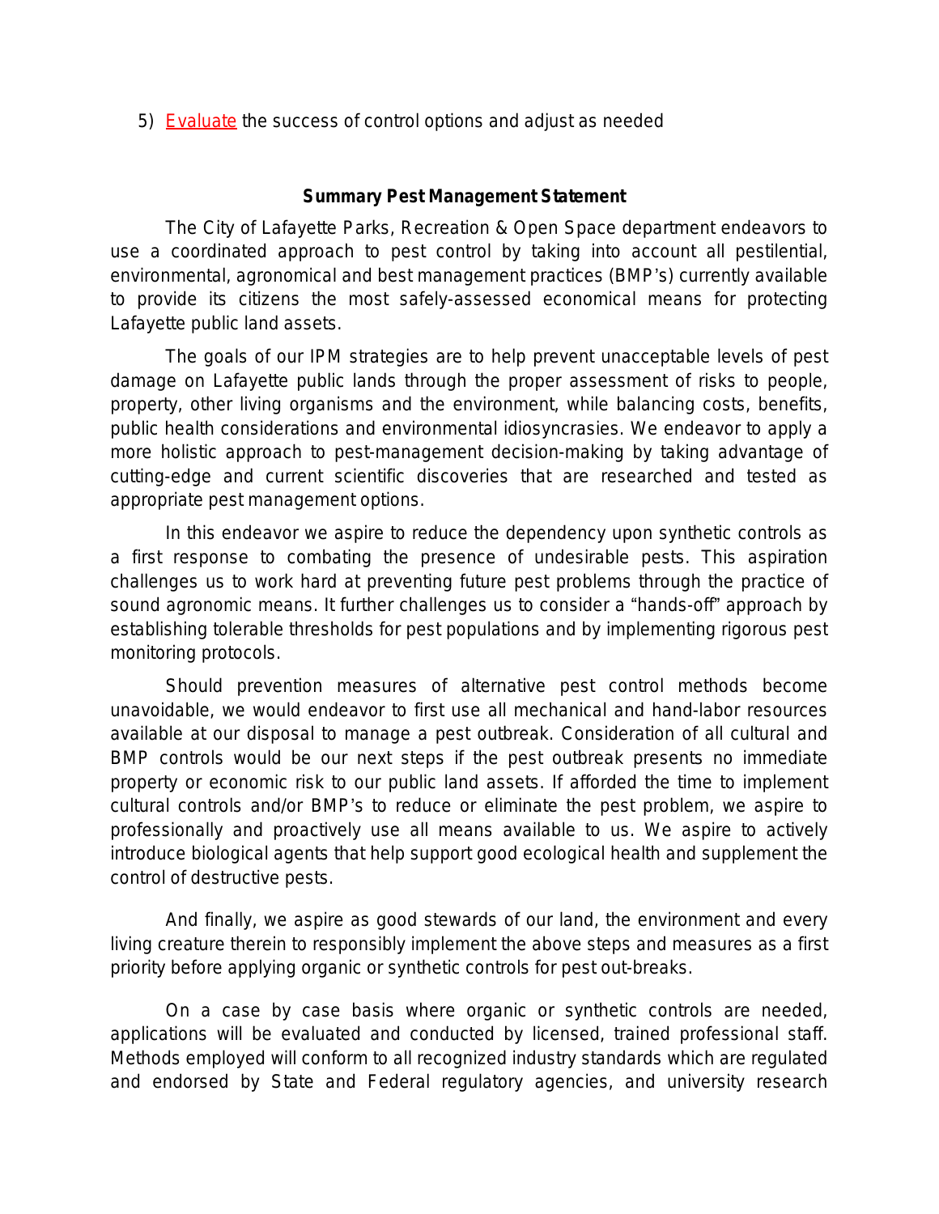5) Evaluate the success of control options and adjust as needed

**Summary Pest Management Statement**

The City of Lafayette Parks, Recreation & Open Space department endeavors to use a coordinated approach to pest control by taking into account all pestilential, environmental, agronomical and best management practices (BMP's) currently available to provide its citizens the most safely-assessed economical means for protecting Lafayette public land assets.

The goals of our IPM strategies are to help prevent unacceptable levels of pest damage on Lafayette public lands through the proper assessment of risks to people, property, other living organisms and the environment, while balancing costs, benefits, public health considerations and environmental idiosyncrasies. We endeavor to apply a more holistic approach to pest-management decision-making by taking advantage of cutting-edge and current scientific discoveries that are researched and tested as appropriate pest management options.

In this endeavor we aspire to reduce the dependency upon synthetic controls as a first response to combating the presence of undesirable pests. This aspiration challenges us to work hard at preventing future pest problems through the practice of sound agronomic means. It further challenges us to consider a "hands-off" approach by establishing tolerable thresholds for pest populations and by implementing rigorous pest monitoring protocols.

Should prevention measures of alternative pest control methods become unavoidable, we would endeavor to first use all mechanical and hand-labor resources available at our disposal to manage a pest outbreak. Consideration of all cultural and BMP controls would be our next steps if the pest outbreak presents no immediate property or economic risk to our public land assets. If afforded the time to implement cultural controls and/or BMP's to reduce or eliminate the pest problem, we aspire to professionally and proactively use all means available to us. We aspire to actively introduce biological agents that help support good ecological health and supplement the control of destructive pests.

And finally, we aspire as good stewards of our land, the environment and every living creature therein to responsibly implement the above steps and measures as a first priority before applying organic or synthetic controls for pest out-breaks.

On a case by case basis where organic or synthetic controls are needed, applications will be evaluated and conducted by licensed, trained professional staff. Methods employed will conform to all recognized industry standards which are regulated and endorsed by State and Federal regulatory agencies, and university research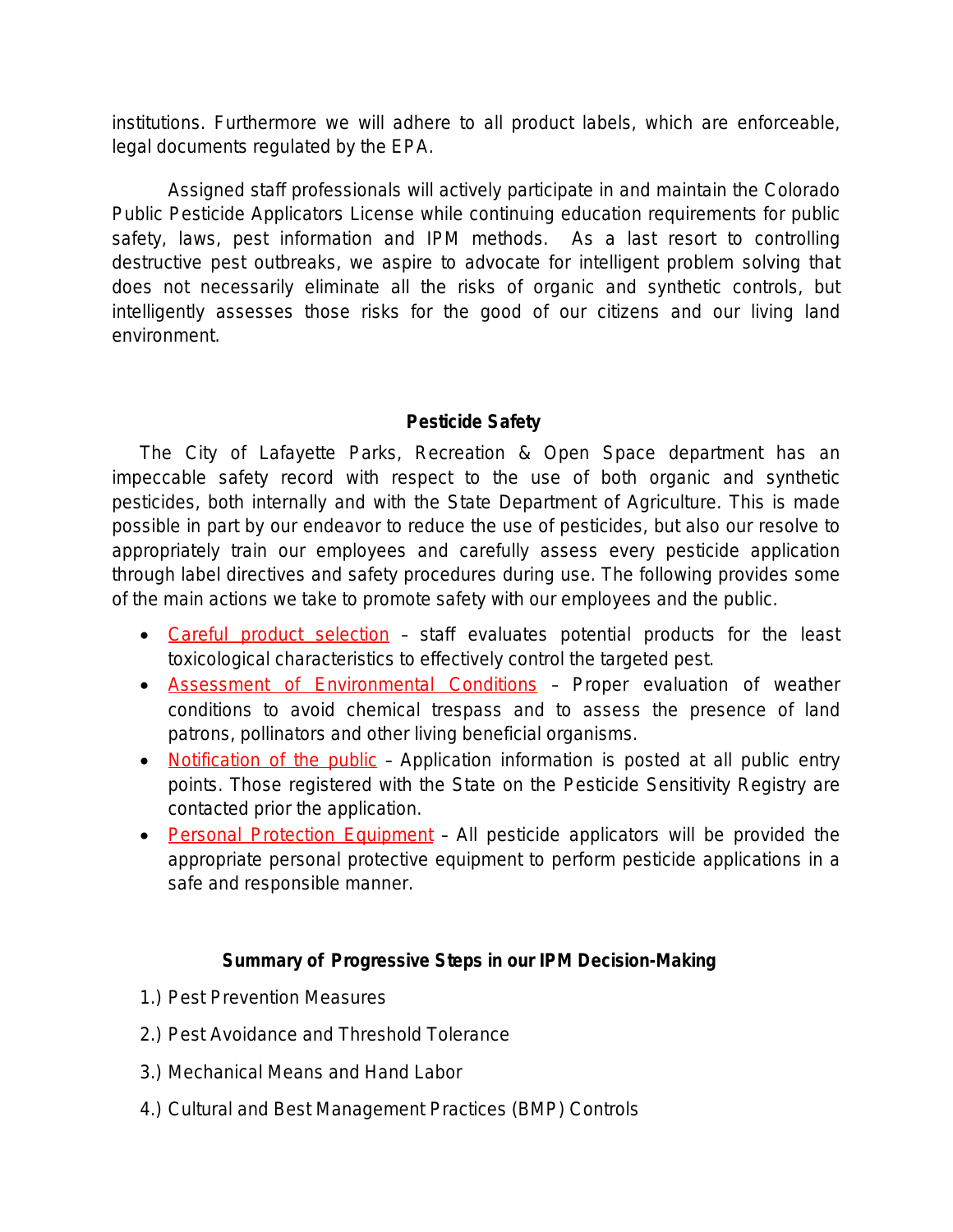institutions. Furthermore we will adhere to all product labels, which are enforceable, legal documents regulated by the EPA.

Assigned staff professionals will actively participate in and maintain the Colorado Public Pesticide Applicators License while continuing education requirements for public safety, laws, pest information and IPM methods. As a last resort to controlling destructive pest outbreaks, we aspire to advocate for intelligent problem solving that does not necessarily eliminate all the risks of organic and synthetic controls, but intelligently assesses those risks for the good of our citizens and our living land environment.

**Pesticide Safety**

The City of Lafayette Parks, Recreation & Open Space department has an impeccable safety record with respect to the use of both organic and synthetic pesticides, both internally and with the State Department of Agriculture. This is made possible in part by our endeavor to reduce the use of pesticides, but also our resolve to appropriately train our employees and carefully assess every pesticide application through label directives and safety procedures during use. The following provides some of the main actions we take to promote safety with our employees and the public.

- Careful product selection – staff evaluates potential products for the least toxicological characteristics to effectively control the targeted pest.
- Assessment of Environmental Conditions – Proper evaluation of weather conditions to avoid chemical trespass and to assess the presence of land patrons, pollinators and other living beneficial organisms.
- Notification of the public – Application information is posted at all public entry points. Those registered with the State on the Pesticide Sensitivity Registry are contacted prior the application.
- Personal Protection Equipment – All pesticide applicators will be provided the appropriate personal protective equipment to perform pesticide applications in a safe and responsible manner.

**Summary of Progressive Steps in our IPM Decision-Making**

1.) Pest Prevention Measures

2.) Pest Avoidance and Threshold Tolerance

3.) Mechanical Means and Hand Labor

4.) Cultural and Best Management Practices (BMP) Controls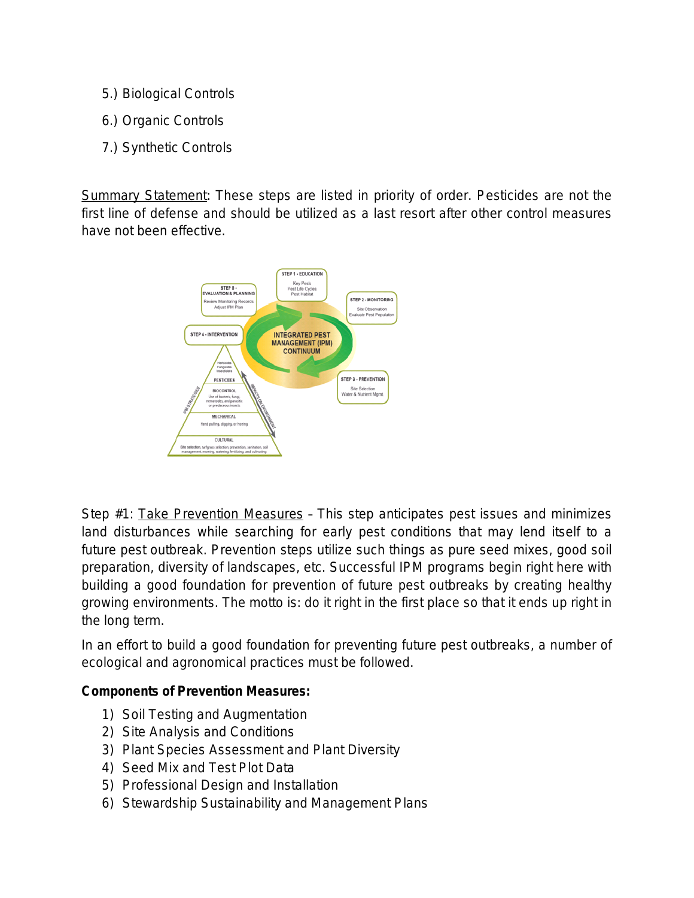5.) Biological Controls

6.) Organic Controls

7.) Synthetic Controls

Summary Statement: These steps are listed in priority of order. Pesticides are not the first line of defense and should be utilized as a last resort after other control measures have not been effective.

Step #1: Take Prevention Measures – This step anticipates pest issues and minimizes land disturbances while searching for early pest conditions that may lend itself to a future pest outbreak. Prevention steps utilize such things as pure seed mixes, good soil preparation, diversity of landscapes, etc. Successful IPM programs begin right here with building a good foundation for prevention of future pest outbreaks by creating healthy growing environments. The motto is: do it right in the first place so that it ends up right in the long term.

In an effort to build a good foundation for preventing future pest outbreaks, a number of ecological and agronomical practices must be followed.

**Components of Prevention Measures:**

1) Soil Testing and Augmentation
2) Site Analysis and Conditions
3) Plant Species Assessment and Plant Diversity
4) Seed Mix and Test Plot Data
5) Professional Design and Installation
6) Stewardship Sustainability and Management Plans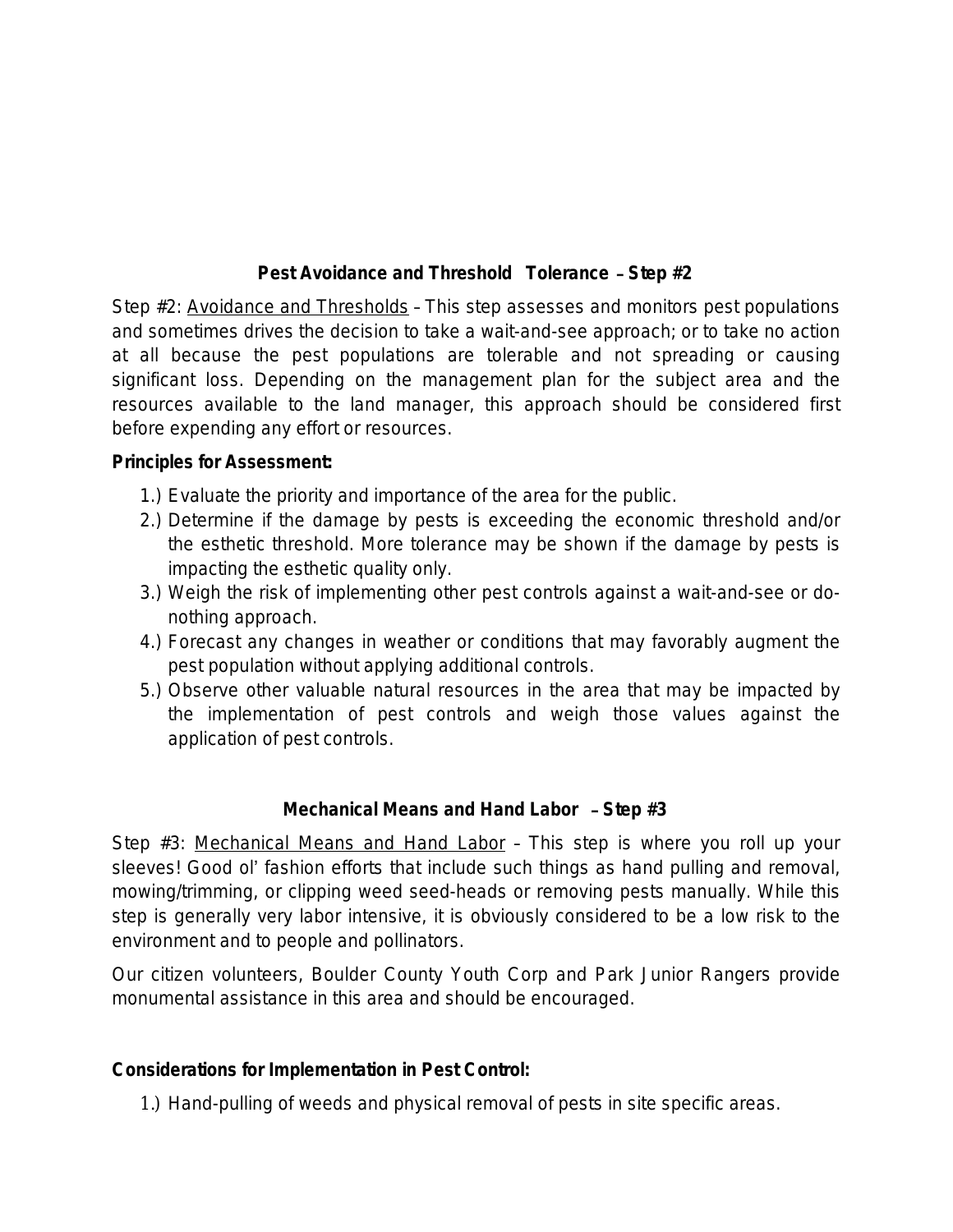## Pest Avoidance and Threshold Tolerance – Step #2

Step #2: Avoidance and Thresholds – This step assesses and monitors pest populations and sometimes drives the decision to take a wait-and-see approach; or to take no action at all because the pest populations are tolerable and not spreading or causing significant loss. Depending on the management plan for the subject area and the resources available to the land manager, this approach should be considered first before expending any effort or resources.

**Principles for Assessment:**

1.) Evaluate the priority and importance of the area for the public.
2.) Determine if the damage by pests is exceeding the economic threshold and/or the esthetic threshold. More tolerance may be shown if the damage by pests is impacting the esthetic quality only.
3.) Weigh the risk of implementing other pest controls against a wait-and-see or do-nothing approach.
4.) Forecast any changes in weather or conditions that may favorably augment the pest population without applying additional controls.
5.) Observe other valuable natural resources in the area that may be impacted by the implementation of pest controls and weigh those values against the application of pest controls.

## Mechanical Means and Hand Labor – Step #3

Step #3: Mechanical Means and Hand Labor – This step is where you roll up your sleeves! Good ol' fashion efforts that include such things as hand pulling and removal, mowing/trimming, or clipping weed seed-heads or removing pests manually. While this step is generally very labor intensive, it is obviously considered to be a low risk to the environment and to people and pollinators.

Our citizen volunteers, Boulder County Youth Corp and Park Junior Rangers provide monumental assistance in this area and should be encouraged.

**Considerations for Implementation in Pest Control:**

1.) Hand-pulling of weeds and physical removal of pests in site specific areas.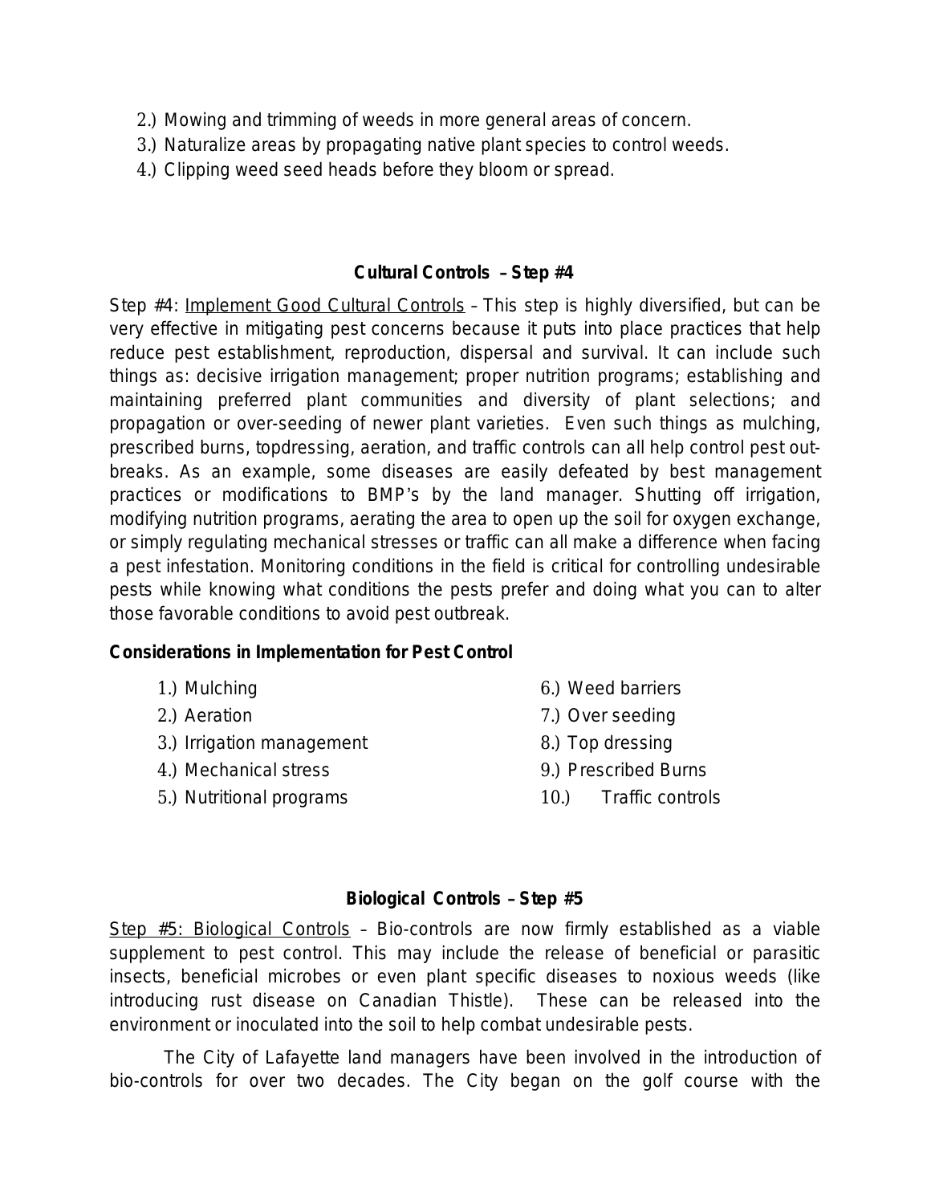2.) Mowing and trimming of weeds in more general areas of concern.
3.) Naturalize areas by propagating native plant species to control weeds.
4.) Clipping weed seed heads before they bloom or spread.

### Cultural Controls – Step #4

Step #4: Implement Good Cultural Controls – This step is highly diversified, but can be very effective in mitigating pest concerns because it puts into place practices that help reduce pest establishment, reproduction, dispersal and survival. It can include such things as: decisive irrigation management; proper nutrition programs; establishing and maintaining preferred plant communities and diversity of plant selections; and propagation or over-seeding of newer plant varieties. Even such things as mulching, prescribed burns, topdressing, aeration, and traffic controls can all help control pest out-breaks. As an example, some diseases are easily defeated by best management practices or modifications to BMP's by the land manager. Shutting off irrigation, modifying nutrition programs, aerating the area to open up the soil for oxygen exchange, or simply regulating mechanical stresses or traffic can all make a difference when facing a pest infestation. Monitoring conditions in the field is critical for controlling undesirable pests while knowing what conditions the pests prefer and doing what you can to alter those favorable conditions to avoid pest outbreak.

**Considerations in Implementation for Pest Control**

1.) Mulching
2.) Aeration
3.) Irrigation management
4.) Mechanical stress
5.) Nutritional programs
6.) Weed barriers
7.) Over seeding
8.) Top dressing
9.) Prescribed Burns
10.) Traffic controls

### Biological Controls – Step #5

Step #5: Biological Controls – Bio-controls are now firmly established as a viable supplement to pest control. This may include the release of beneficial or parasitic insects, beneficial microbes or even plant specific diseases to noxious weeds (like introducing rust disease on Canadian Thistle). These can be released into the environment or inoculated into the soil to help combat undesirable pests.

The City of Lafayette land managers have been involved in the introduction of bio-controls for over two decades. The City began on the golf course with the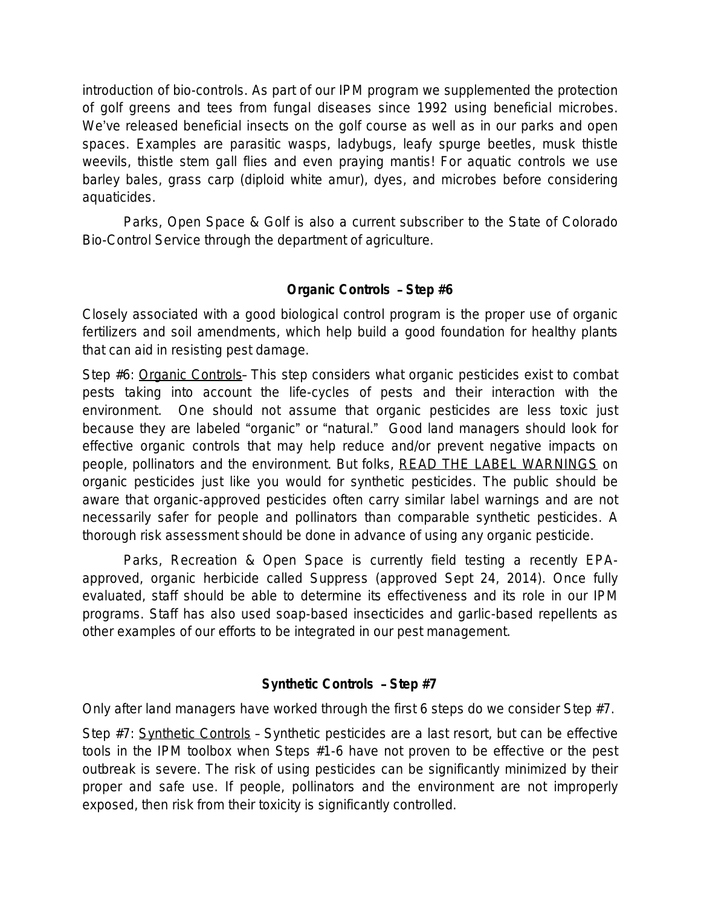introduction of bio-controls. As part of our IPM program we supplemented the protection of golf greens and tees from fungal diseases since 1992 using beneficial microbes. We've released beneficial insects on the golf course as well as in our parks and open spaces. Examples are parasitic wasps, ladybugs, leafy spurge beetles, musk thistle weevils, thistle stem gall flies and even praying mantis! For aquatic controls we use barley bales, grass carp (diploid white amur), dyes, and microbes before considering aquaticides.

Parks, Open Space & Golf is also a current subscriber to the State of Colorado Bio-Control Service through the department of agriculture.

### Organic Controls – Step #6

Closely associated with a good biological control program is the proper use of organic fertilizers and soil amendments, which help build a good foundation for healthy plants that can aid in resisting pest damage.

Step #6: <u>Organic Controls</u>– This step considers what organic pesticides exist to combat pests taking into account the life-cycles of pests and their interaction with the environment. One should not assume that organic pesticides are less toxic just because they are labeled “organic” or “natural.” Good land managers should look for effective organic controls that may help reduce and/or prevent negative impacts on people, pollinators and the environment. But folks, <u>READ THE LABEL WARNINGS</u> on organic pesticides just like you would for synthetic pesticides. The public should be aware that organic-approved pesticides often carry similar label warnings and are not necessarily safer for people and pollinators than comparable synthetic pesticides. A thorough risk assessment should be done in advance of using any organic pesticide.

Parks, Recreation & Open Space is currently field testing a recently EPA-approved, organic herbicide called Suppress (approved Sept 24, 2014). Once fully evaluated, staff should be able to determine its effectiveness and its role in our IPM programs. Staff has also used soap-based insecticides and garlic-based repellents as other examples of our efforts to be integrated in our pest management.

### Synthetic Controls – Step #7

Only after land managers have worked through the first 6 steps do we consider Step #7.

Step #7: <u>Synthetic Controls</u> – Synthetic pesticides are a last resort, but can be effective tools in the IPM toolbox when Steps #1-6 have not proven to be effective or the pest outbreak is severe. The risk of using pesticides can be significantly minimized by their proper and safe use. If people, pollinators and the environment are not improperly exposed, then risk from their toxicity is significantly controlled.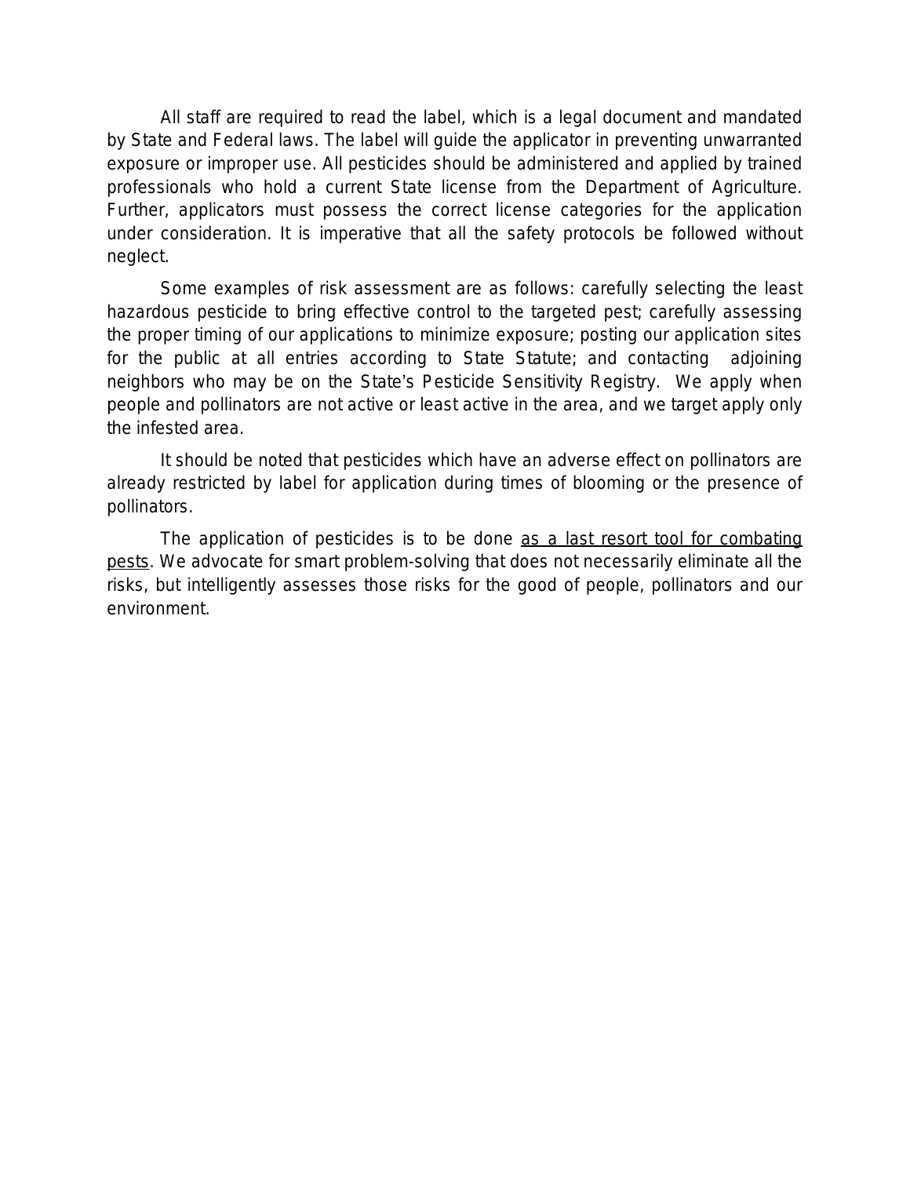All staff are required to read the label, which is a legal document and mandated by State and Federal laws. The label will guide the applicator in preventing unwarranted exposure or improper use. All pesticides should be administered and applied by trained professionals who hold a current State license from the Department of Agriculture. Further, applicators must possess the correct license categories for the application under consideration. It is imperative that all the safety protocols be followed without neglect.

Some examples of risk assessment are as follows: carefully selecting the least hazardous pesticide to bring effective control to the targeted pest; carefully assessing the proper timing of our applications to minimize exposure; posting our application sites for the public at all entries according to State Statute; and contacting adjoining neighbors who may be on the State's Pesticide Sensitivity Registry. We apply when people and pollinators are not active or least active in the area, and we target apply only the infested area.

It should be noted that pesticides which have an adverse effect on pollinators are already restricted by label for application during times of blooming or the presence of pollinators.

The application of pesticides is to be done <u>as a last resort tool for combating pests</u>. We advocate for smart problem-solving that does not necessarily eliminate all the risks, but intelligently assesses those risks for the good of people, pollinators and our environment.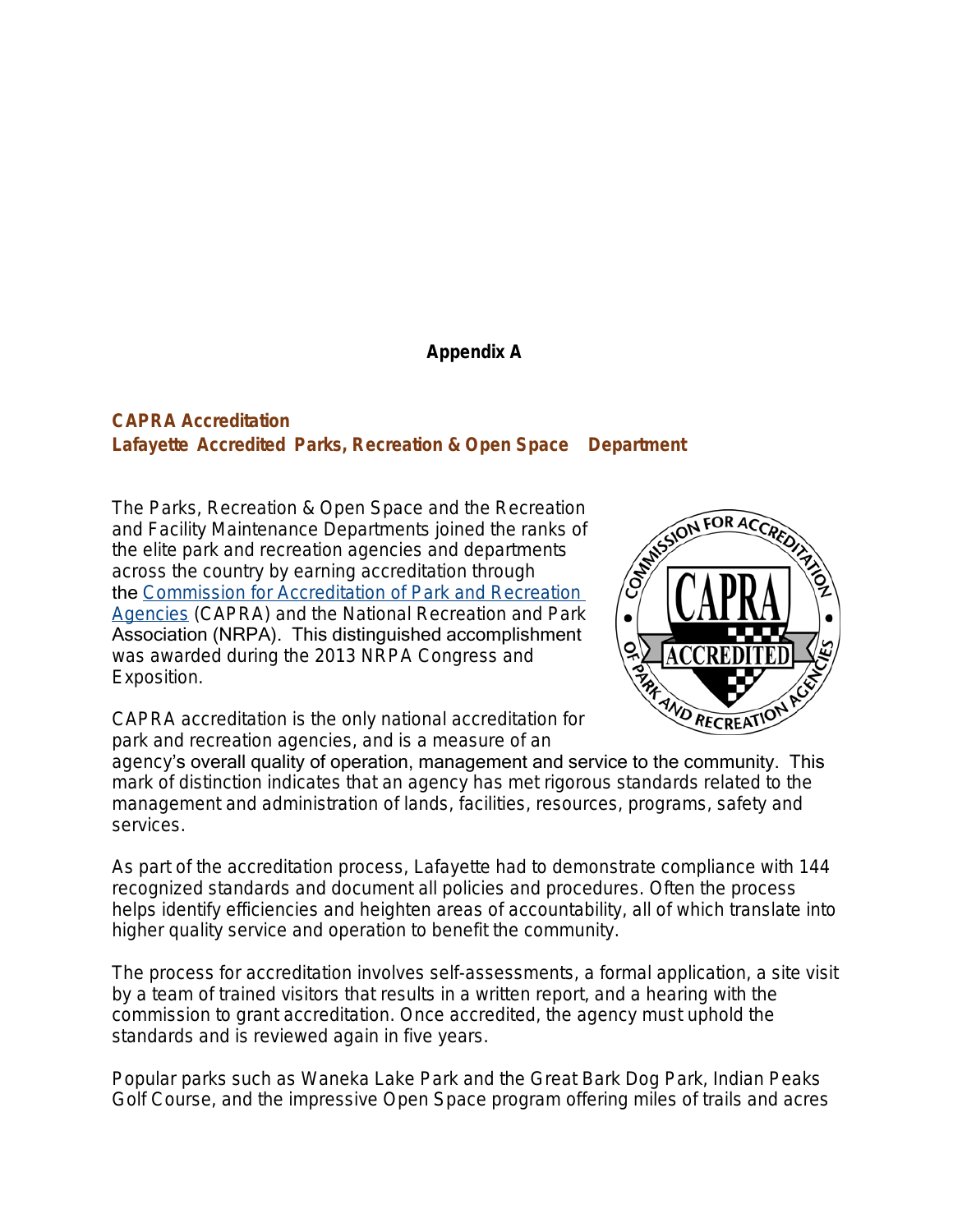**Appendix A**

## CAPRA Accreditation
## Lafayette Accredited Parks, Recreation & Open Space Department

The Parks, Recreation & Open Space and the Recreation and Facility Maintenance Departments joined the ranks of the elite park and recreation agencies and departments across the country by earning accreditation through the Commission for Accreditation of Park and Recreation Agencies (CAPRA) and the National Recreation and Park Association (NRPA). This distinguished accomplishment was awarded during the 2013 NRPA Congress and Exposition.

CAPRA accreditation is the only national accreditation for park and recreation agencies, and is a measure of an agency's overall quality of operation, management and service to the community. This mark of distinction indicates that an agency has met rigorous standards related to the management and administration of lands, facilities, resources, programs, safety and services.

As part of the accreditation process, Lafayette had to demonstrate compliance with 144 recognized standards and document all policies and procedures. Often the process helps identify efficiencies and heighten areas of accountability, all of which translate into higher quality service and operation to benefit the community.

The process for accreditation involves self-assessments, a formal application, a site visit by a team of trained visitors that results in a written report, and a hearing with the commission to grant accreditation. Once accredited, the agency must uphold the standards and is reviewed again in five years.

Popular parks such as Waneka Lake Park and the Great Bark Dog Park, Indian Peaks Golf Course, and the impressive Open Space program offering miles of trails and acres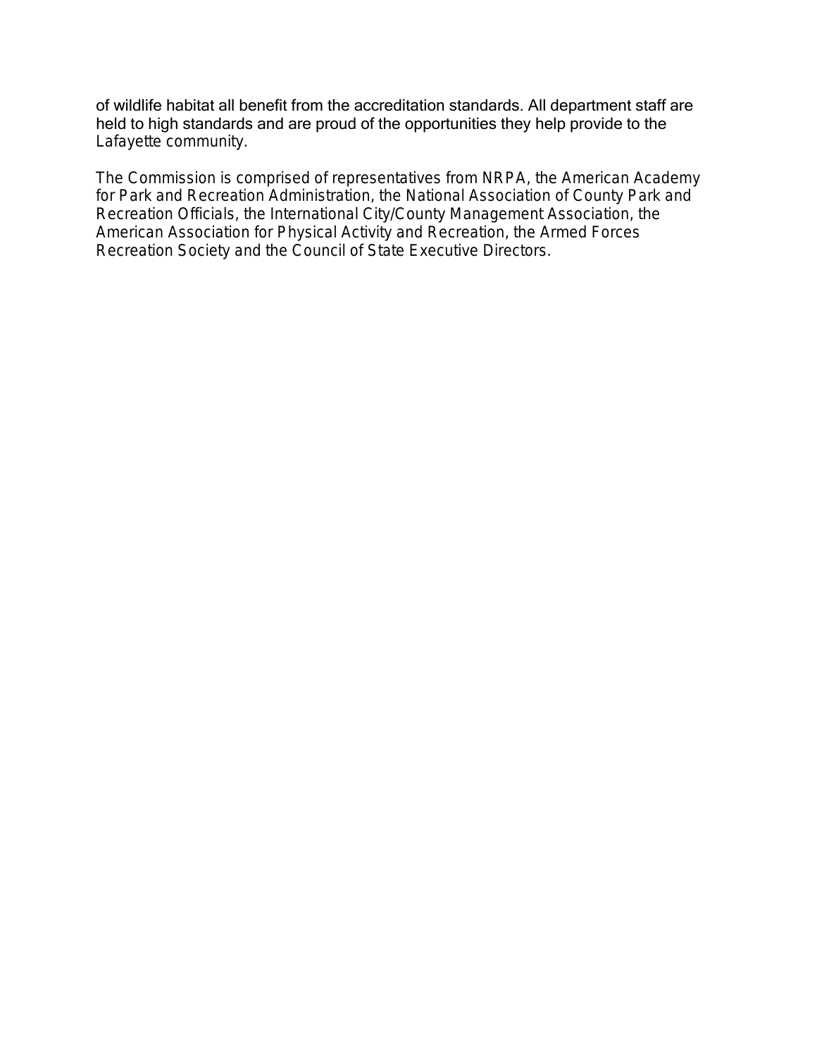of wildlife habitat all benefit from the accreditation standards. All department staff are held to high standards and are proud of the opportunities they help provide to the Lafayette community.

The Commission is comprised of representatives from NRPA, the American Academy for Park and Recreation Administration, the National Association of County Park and Recreation Officials, the International City/County Management Association, the American Association for Physical Activity and Recreation, the Armed Forces Recreation Society and the Council of State Executive Directors.